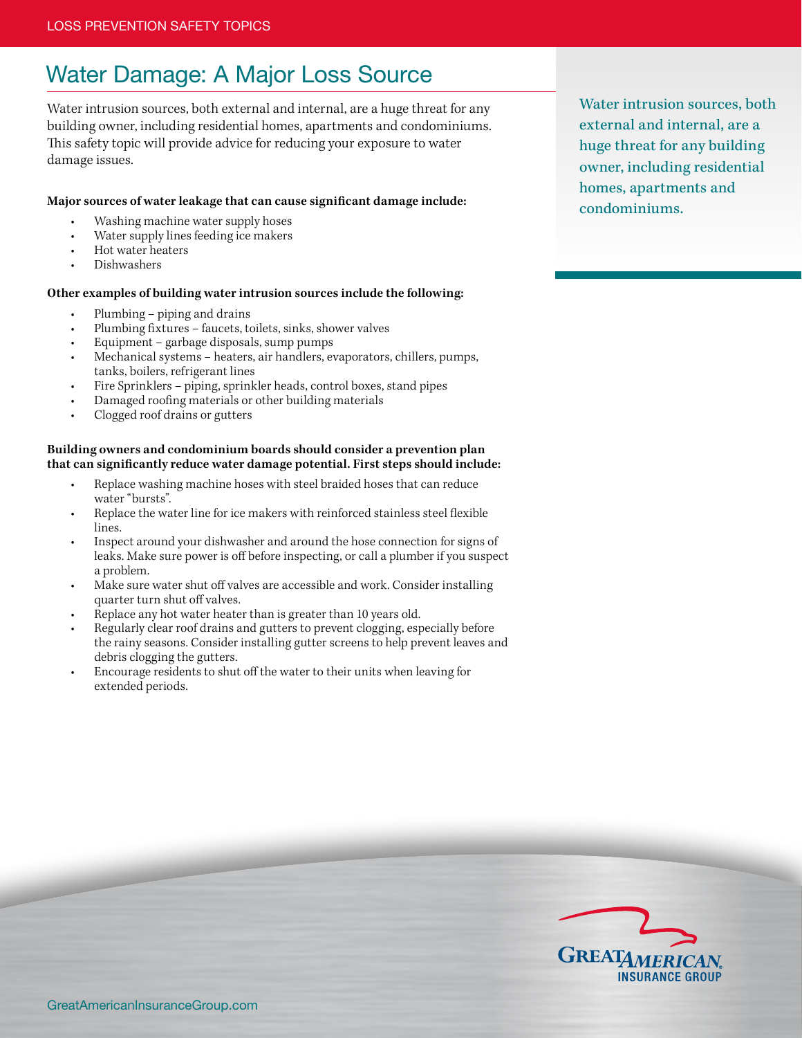# Water Damage: A Major Loss Source

Water intrusion sources, both external and internal, are a huge threat for any building owner, including residential homes, apartments and condominiums. This safety topic will provide advice for reducing your exposure to water damage issues.

**Major sources of water leakage that can cause significant damage include:**

- Washing machine water supply hoses
- Water supply lines feeding ice makers
- Hot water heaters
- Dishwashers

**Other examples of building water intrusion sources include the following:**

- Plumbing – piping and drains
- Plumbing fixtures – faucets, toilets, sinks, shower valves
- Equipment – garbage disposals, sump pumps
- Mechanical systems – heaters, air handlers, evaporators, chillers, pumps, tanks, boilers, refrigerant lines
- Fire Sprinklers – piping, sprinkler heads, control boxes, stand pipes
- Damaged roofing materials or other building materials
- Clogged roof drains or gutters

**Building owners and condominium boards should consider a prevention plan that can significantly reduce water damage potential. First steps should include:**

- Replace washing machine hoses with steel braided hoses that can reduce water "bursts".
- Replace the water line for ice makers with reinforced stainless steel flexible lines.
- Inspect around your dishwasher and around the hose connection for signs of leaks. Make sure power is off before inspecting, or call a plumber if you suspect a problem.
- Make sure water shut off valves are accessible and work. Consider installing quarter turn shut off valves.
- Replace any hot water heater than is greater than 10 years old.
- Regularly clear roof drains and gutters to prevent clogging, especially before the rainy seasons. Consider installing gutter screens to help prevent leaves and debris clogging the gutters.
- Encourage residents to shut off the water to their units when leaving for extended periods.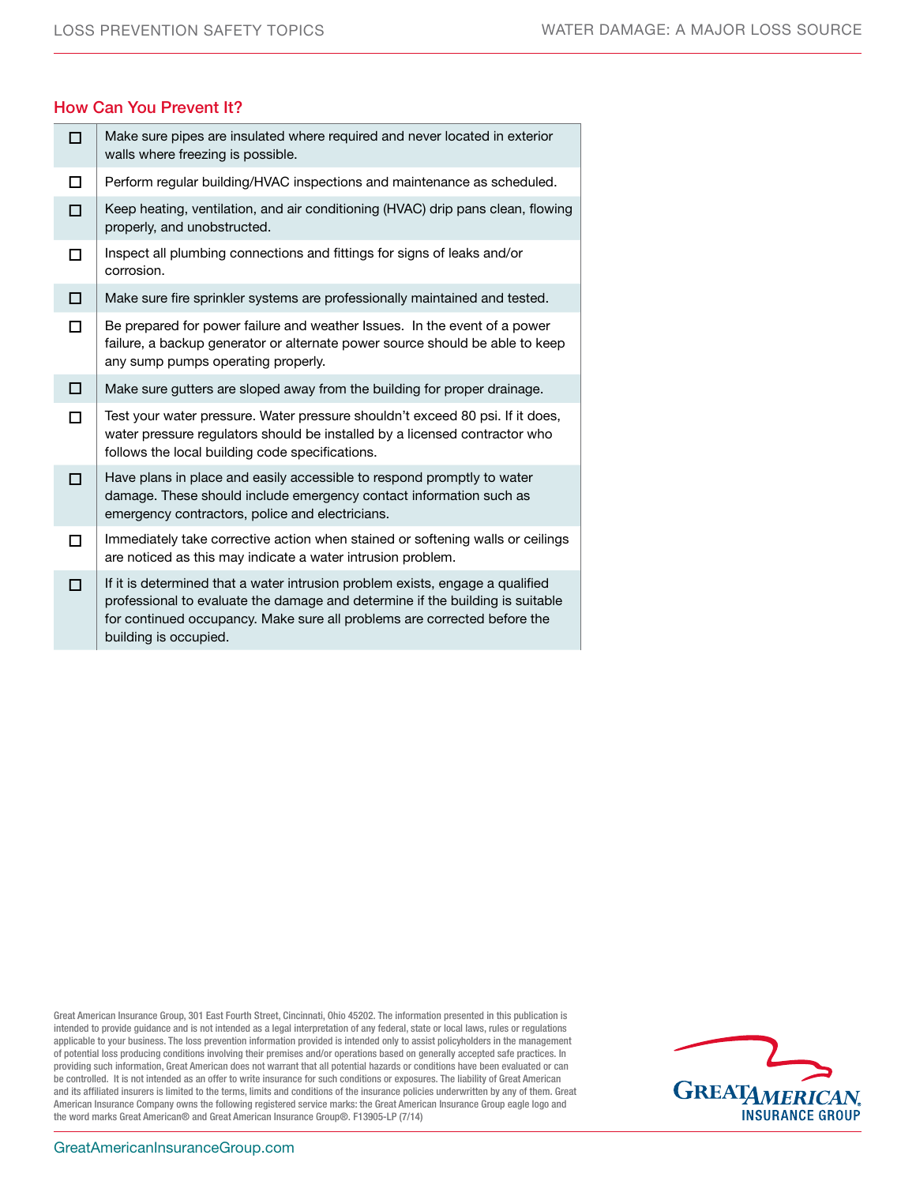## How Can You Prevent It?

| | |
|---|---|
| ☐ | Make sure pipes are insulated where required and never located in exterior walls where freezing is possible. |
| ☐ | Perform regular building/HVAC inspections and maintenance as scheduled. |
| ☐ | Keep heating, ventilation, and air conditioning (HVAC) drip pans clean, flowing properly, and unobstructed. |
| ☐ | Inspect all plumbing connections and fittings for signs of leaks and/or corrosion. |
| ☐ | Make sure fire sprinkler systems are professionally maintained and tested. |
| ☐ | Be prepared for power failure and weather Issues. In the event of a power failure, a backup generator or alternate power source should be able to keep any sump pumps operating properly. |
| ☐ | Make sure gutters are sloped away from the building for proper drainage. |
| ☐ | Test your water pressure. Water pressure shouldn't exceed 80 psi. If it does, water pressure regulators should be installed by a licensed contractor who follows the local building code specifications. |
| ☐ | Have plans in place and easily accessible to respond promptly to water damage. These should include emergency contact information such as emergency contractors, police and electricians. |
| ☐ | Immediately take corrective action when stained or softening walls or ceilings are noticed as this may indicate a water intrusion problem. |
| ☐ | If it is determined that a water intrusion problem exists, engage a qualified professional to evaluate the damage and determine if the building is suitable for continued occupancy. Make sure all problems are corrected before the building is occupied. |

Great American Insurance Group, 301 East Fourth Street, Cincinnati, Ohio 45202. The information presented in this publication is intended to provide guidance and is not intended as a legal interpretation of any federal, state or local laws, rules or regulations applicable to your business. The loss prevention information provided is intended only to assist policyholders in the management of potential loss producing conditions involving their premises and/or operations based on generally accepted safe practices. In providing such information, Great American does not warrant that all potential hazards or conditions have been evaluated or can be controlled. It is not intended as an offer to write insurance for such conditions or exposures. The liability of Great American and its affiliated insurers is limited to the terms, limits and conditions of the insurance policies underwritten by any of them. Great American Insurance Company owns the following registered service marks: the Great American Insurance Group eagle logo and the word marks Great American® and Great American Insurance Group®. F13905-LP (7/14)

GREAT AMERICAN INSURANCE GROUP

GreatAmericanInsuranceGroup.com